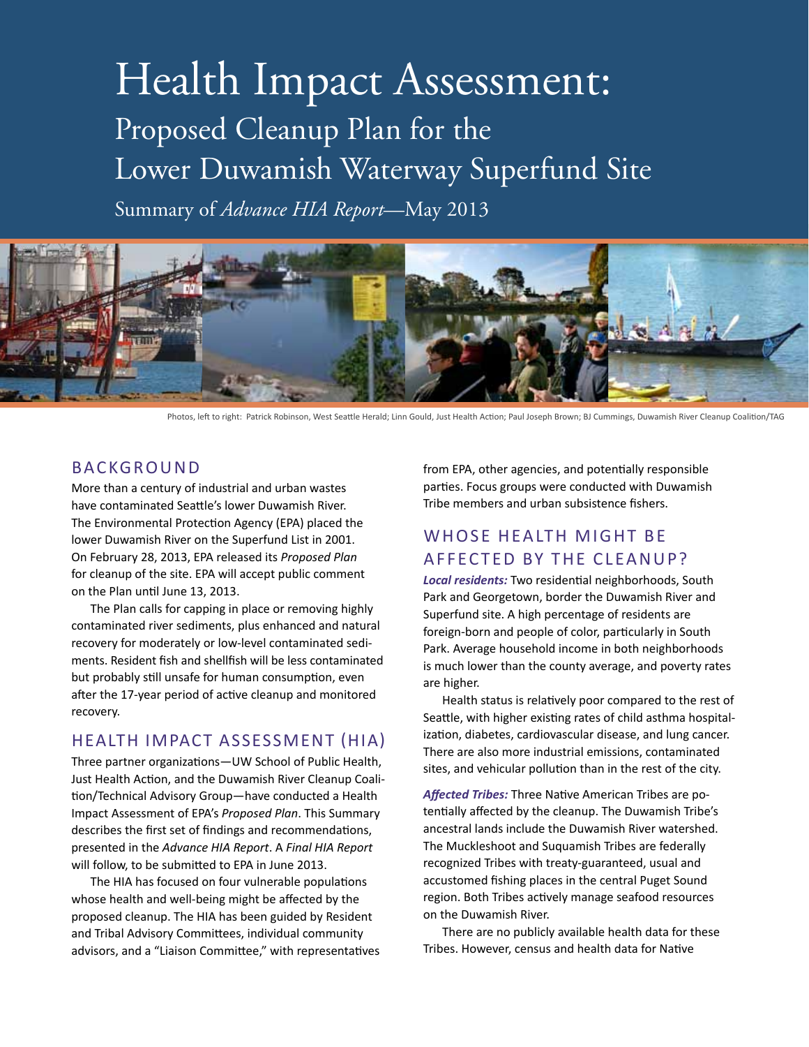# Health Impact Assessment:

## Proposed Cleanup Plan for the Lower Duwamish Waterway Superfund Site

Summary of *Advance HIA Report*—May 2013

Photos, left to right: Patrick Robinson, West Seattle Herald; Linn Gould, Just Health Action; Paul Joseph Brown; BJ Cummings, Duwamish River Cleanup Coalition/TAG

## BACKGROUND

More than a century of industrial and urban wastes have contaminated Seattle's lower Duwamish River. The Environmental Protection Agency (EPA) placed the lower Duwamish River on the Superfund List in 2001. On February 28, 2013, EPA released its *Proposed Plan* for cleanup of the site. EPA will accept public comment on the Plan until June 13, 2013.

The Plan calls for capping in place or removing highly contaminated river sediments, plus enhanced and natural recovery for moderately or low-level contaminated sediments. Resident fish and shellfish will be less contaminated but probably still unsafe for human consumption, even after the 17-year period of active cleanup and monitored recovery.

## HEALTH IMPACT ASSESSMENT (HIA)

Three partner organizations—UW School of Public Health, Just Health Action, and the Duwamish River Cleanup Coalition/Technical Advisory Group—have conducted a Health Impact Assessment of EPA's *Proposed Plan*. This Summary describes the first set of findings and recommendations, presented in the *Advance HIA Report*. A *Final HIA Report* will follow, to be submitted to EPA in June 2013.

The HIA has focused on four vulnerable populations whose health and well-being might be affected by the proposed cleanup. The HIA has been guided by Resident and Tribal Advisory Committees, individual community advisors, and a "Liaison Committee," with representatives from EPA, other agencies, and potentially responsible parties. Focus groups were conducted with Duwamish Tribe members and urban subsistence fishers.

## WHOSE HEALTH MIGHT BE AFFECTED BY THE CLEANUP?

***Local residents:*** Two residential neighborhoods, South Park and Georgetown, border the Duwamish River and Superfund site. A high percentage of residents are foreign-born and people of color, particularly in South Park. Average household income in both neighborhoods is much lower than the county average, and poverty rates are higher.

Health status is relatively poor compared to the rest of Seattle, with higher existing rates of child asthma hospitalization, diabetes, cardiovascular disease, and lung cancer. There are also more industrial emissions, contaminated sites, and vehicular pollution than in the rest of the city.

***Affected Tribes:*** Three Native American Tribes are potentially affected by the cleanup. The Duwamish Tribe's ancestral lands include the Duwamish River watershed. The Muckleshoot and Suquamish Tribes are federally recognized Tribes with treaty-guaranteed, usual and accustomed fishing places in the central Puget Sound region. Both Tribes actively manage seafood resources on the Duwamish River.

There are no publicly available health data for these Tribes. However, census and health data for Native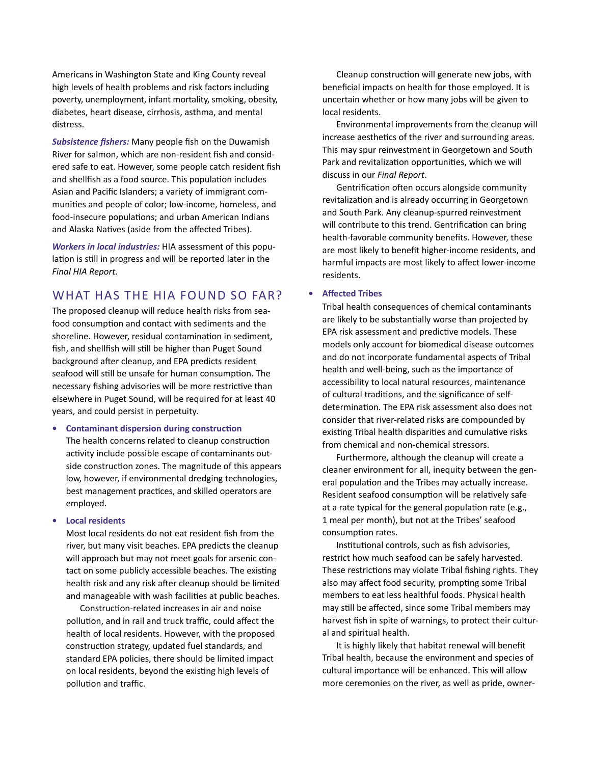Americans in Washington State and King County reveal high levels of health problems and risk factors including poverty, unemployment, infant mortality, smoking, obesity, diabetes, heart disease, cirrhosis, asthma, and mental distress.

***Subsistence fishers:*** Many people fish on the Duwamish River for salmon, which are non-resident fish and considered safe to eat. However, some people catch resident fish and shellfish as a food source. This population includes Asian and Pacific Islanders; a variety of immigrant communities and people of color; low-income, homeless, and food-insecure populations; and urban American Indians and Alaska Natives (aside from the affected Tribes).

***Workers in local industries:*** HIA assessment of this population is still in progress and will be reported later in the *Final HIA Report*.

## WHAT HAS THE HIA FOUND SO FAR?

The proposed cleanup will reduce health risks from seafood consumption and contact with sediments and the shoreline. However, residual contamination in sediment, fish, and shellfish will still be higher than Puget Sound background after cleanup, and EPA predicts resident seafood will still be unsafe for human consumption. The necessary fishing advisories will be more restrictive than elsewhere in Puget Sound, will be required for at least 40 years, and could persist in perpetuity.

- **Contaminant dispersion during construction**
  The health concerns related to cleanup construction activity include possible escape of contaminants outside construction zones. The magnitude of this appears low, however, if environmental dredging technologies, best management practices, and skilled operators are employed.

- **Local residents**
  Most local residents do not eat resident fish from the river, but many visit beaches. EPA predicts the cleanup will approach but may not meet goals for arsenic contact on some publicly accessible beaches. The existing health risk and any risk after cleanup should be limited and manageable with wash facilities at public beaches.

  Construction-related increases in air and noise pollution, and in rail and truck traffic, could affect the health of local residents. However, with the proposed construction strategy, updated fuel standards, and standard EPA policies, there should be limited impact on local residents, beyond the existing high levels of pollution and traffic.

  Cleanup construction will generate new jobs, with beneficial impacts on health for those employed. It is uncertain whether or how many jobs will be given to local residents.

  Environmental improvements from the cleanup will increase aesthetics of the river and surrounding areas. This may spur reinvestment in Georgetown and South Park and revitalization opportunities, which we will discuss in our *Final Report*.

  Gentrification often occurs alongside community revitalization and is already occurring in Georgetown and South Park. Any cleanup-spurred reinvestment will contribute to this trend. Gentrification can bring health-favorable community benefits. However, these are most likely to benefit higher-income residents, and harmful impacts are most likely to affect lower-income residents.

- **Affected Tribes**
  Tribal health consequences of chemical contaminants are likely to be substantially worse than projected by EPA risk assessment and predictive models. These models only account for biomedical disease outcomes and do not incorporate fundamental aspects of Tribal health and well-being, such as the importance of accessibility to local natural resources, maintenance of cultural traditions, and the significance of self-determination. The EPA risk assessment also does not consider that river-related risks are compounded by existing Tribal health disparities and cumulative risks from chemical and non-chemical stressors.

  Furthermore, although the cleanup will create a cleaner environment for all, inequity between the general population and the Tribes may actually increase. Resident seafood consumption will be relatively safe at a rate typical for the general population rate (e.g., 1 meal per month), but not at the Tribes' seafood consumption rates.

  Institutional controls, such as fish advisories, restrict how much seafood can be safely harvested. These restrictions may violate Tribal fishing rights. They also may affect food security, prompting some Tribal members to eat less healthful foods. Physical health may still be affected, since some Tribal members may harvest fish in spite of warnings, to protect their cultural and spiritual health.

  It is highly likely that habitat renewal will benefit Tribal health, because the environment and species of cultural importance will be enhanced. This will allow more ceremonies on the river, as well as pride, owner-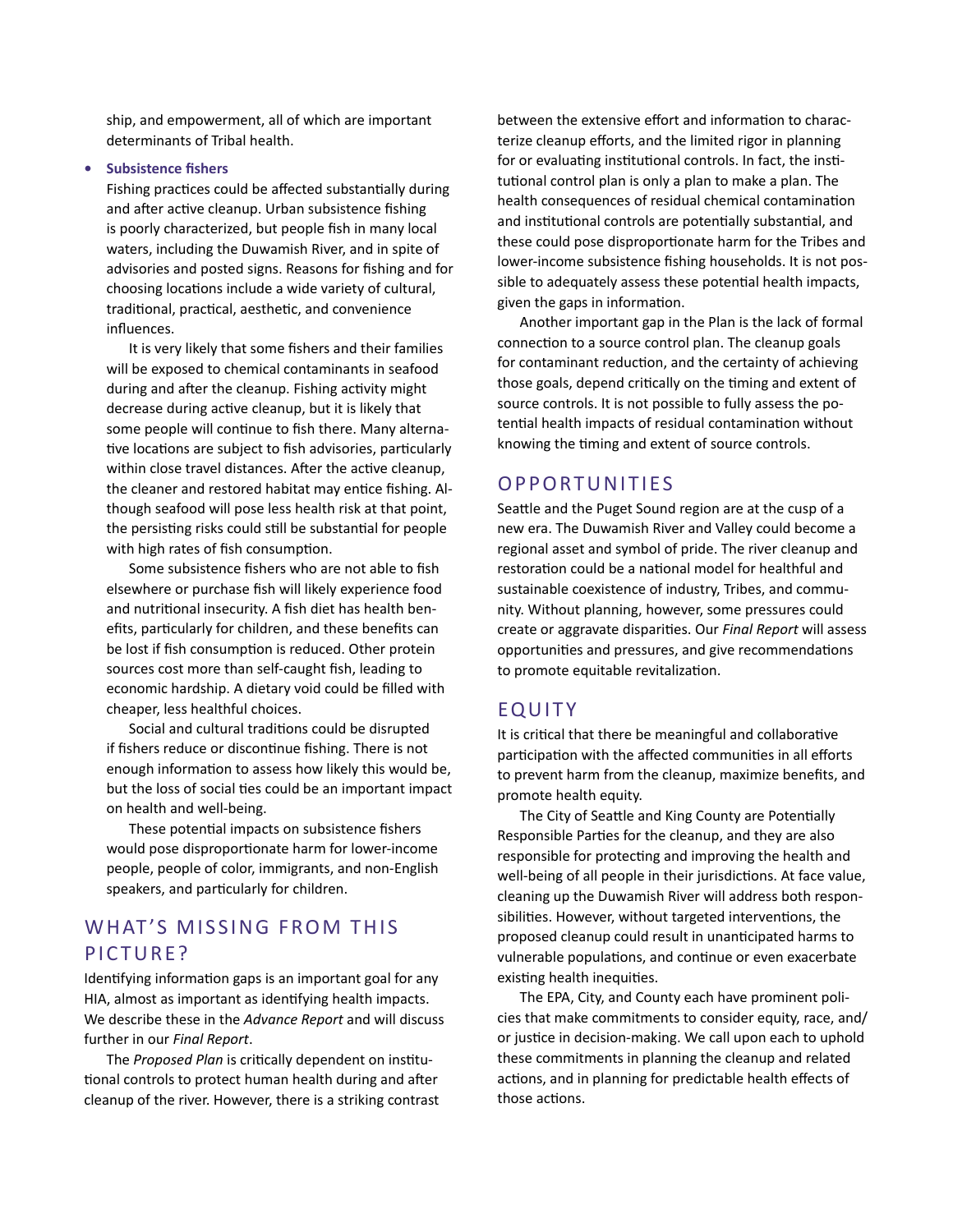ship, and empowerment, all of which are important determinants of Tribal health.

- **Subsistence fishers**

  Fishing practices could be affected substantially during and after active cleanup. Urban subsistence fishing is poorly characterized, but people fish in many local waters, including the Duwamish River, and in spite of advisories and posted signs. Reasons for fishing and for choosing locations include a wide variety of cultural, traditional, practical, aesthetic, and convenience influences.

  It is very likely that some fishers and their families will be exposed to chemical contaminants in seafood during and after the cleanup. Fishing activity might decrease during active cleanup, but it is likely that some people will continue to fish there. Many alternative locations are subject to fish advisories, particularly within close travel distances. After the active cleanup, the cleaner and restored habitat may entice fishing. Although seafood will pose less health risk at that point, the persisting risks could still be substantial for people with high rates of fish consumption.

  Some subsistence fishers who are not able to fish elsewhere or purchase fish will likely experience food and nutritional insecurity. A fish diet has health benefits, particularly for children, and these benefits can be lost if fish consumption is reduced. Other protein sources cost more than self-caught fish, leading to economic hardship. A dietary void could be filled with cheaper, less healthful choices.

  Social and cultural traditions could be disrupted if fishers reduce or discontinue fishing. There is not enough information to assess how likely this would be, but the loss of social ties could be an important impact on health and well-being.

  These potential impacts on subsistence fishers would pose disproportionate harm for lower-income people, people of color, immigrants, and non-English speakers, and particularly for children.

## WHAT'S MISSING FROM THIS PICTURE?

Identifying information gaps is an important goal for any HIA, almost as important as identifying health impacts. We describe these in the *Advance Report* and will discuss further in our *Final Report*.

The *Proposed Plan* is critically dependent on institutional controls to protect human health during and after cleanup of the river. However, there is a striking contrast between the extensive effort and information to characterize cleanup efforts, and the limited rigor in planning for or evaluating institutional controls. In fact, the institutional control plan is only a plan to make a plan. The health consequences of residual chemical contamination and institutional controls are potentially substantial, and these could pose disproportionate harm for the Tribes and lower-income subsistence fishing households. It is not possible to adequately assess these potential health impacts, given the gaps in information.

Another important gap in the Plan is the lack of formal connection to a source control plan. The cleanup goals for contaminant reduction, and the certainty of achieving those goals, depend critically on the timing and extent of source controls. It is not possible to fully assess the potential health impacts of residual contamination without knowing the timing and extent of source controls.

## OPPORTUNITIES

Seattle and the Puget Sound region are at the cusp of a new era. The Duwamish River and Valley could become a regional asset and symbol of pride. The river cleanup and restoration could be a national model for healthful and sustainable coexistence of industry, Tribes, and community. Without planning, however, some pressures could create or aggravate disparities. Our *Final Report* will assess opportunities and pressures, and give recommendations to promote equitable revitalization.

## EQUITY

It is critical that there be meaningful and collaborative participation with the affected communities in all efforts to prevent harm from the cleanup, maximize benefits, and promote health equity.

The City of Seattle and King County are Potentially Responsible Parties for the cleanup, and they are also responsible for protecting and improving the health and well-being of all people in their jurisdictions. At face value, cleaning up the Duwamish River will address both responsibilities. However, without targeted interventions, the proposed cleanup could result in unanticipated harms to vulnerable populations, and continue or even exacerbate existing health inequities.

The EPA, City, and County each have prominent policies that make commitments to consider equity, race, and/or justice in decision-making. We call upon each to uphold these commitments in planning the cleanup and related actions, and in planning for predictable health effects of those actions.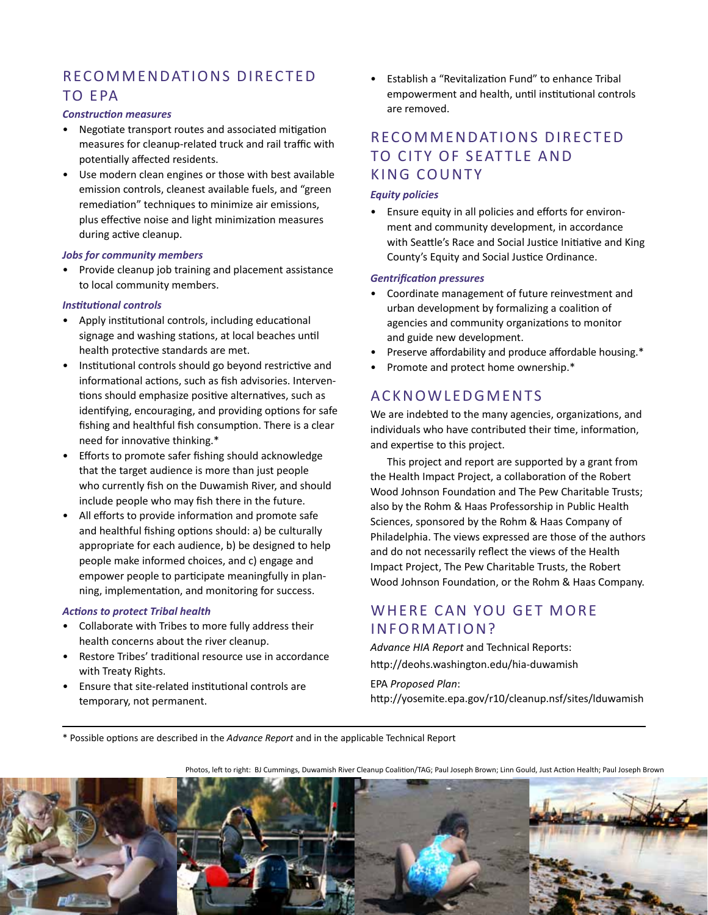## RECOMMENDATIONS DIRECTED TO EPA

### *Construction measures*

- Negotiate transport routes and associated mitigation measures for cleanup-related truck and rail traffic with potentially affected residents.
- Use modern clean engines or those with best available emission controls, cleanest available fuels, and "green remediation" techniques to minimize air emissions, plus effective noise and light minimization measures during active cleanup.

### *Jobs for community members*

- Provide cleanup job training and placement assistance to local community members.

### *Institutional controls*

- Apply institutional controls, including educational signage and washing stations, at local beaches until health protective standards are met.
- Institutional controls should go beyond restrictive and informational actions, such as fish advisories. Interventions should emphasize positive alternatives, such as identifying, encouraging, and providing options for safe fishing and healthful fish consumption. There is a clear need for innovative thinking.*
- Efforts to promote safer fishing should acknowledge that the target audience is more than just people who currently fish on the Duwamish River, and should include people who may fish there in the future.
- All efforts to provide information and promote safe and healthful fishing options should: a) be culturally appropriate for each audience, b) be designed to help people make informed choices, and c) engage and empower people to participate meaningfully in planning, implementation, and monitoring for success.

### *Actions to protect Tribal health*

- Collaborate with Tribes to more fully address their health concerns about the river cleanup.
- Restore Tribes' traditional resource use in accordance with Treaty Rights.
- Ensure that site-related institutional controls are temporary, not permanent.
- Establish a "Revitalization Fund" to enhance Tribal empowerment and health, until institutional controls are removed.

## RECOMMENDATIONS DIRECTED TO CITY OF SEATTLE AND KING COUNTY

### *Equity policies*

- Ensure equity in all policies and efforts for environment and community development, in accordance with Seattle's Race and Social Justice Initiative and King County's Equity and Social Justice Ordinance.

### *Gentrification pressures*

- Coordinate management of future reinvestment and urban development by formalizing a coalition of agencies and community organizations to monitor and guide new development.
- Preserve affordability and produce affordable housing.*
- Promote and protect home ownership.*

## ACKNOWLEDGMENTS

We are indebted to the many agencies, organizations, and individuals who have contributed their time, information, and expertise to this project.

This project and report are supported by a grant from the Health Impact Project, a collaboration of the Robert Wood Johnson Foundation and The Pew Charitable Trusts; also by the Rohm & Haas Professorship in Public Health Sciences, sponsored by the Rohm & Haas Company of Philadelphia. The views expressed are those of the authors and do not necessarily reflect the views of the Health Impact Project, The Pew Charitable Trusts, the Robert Wood Johnson Foundation, or the Rohm & Haas Company.

## WHERE CAN YOU GET MORE INFORMATION?

*Advance HIA Report* and Technical Reports:
http://deohs.washington.edu/hia-duwamish

EPA *Proposed Plan*:
http://yosemite.epa.gov/r10/cleanup.nsf/sites/lduwamish

---

\* Possible options are described in the *Advance Report* and in the applicable Technical Report

Photos, left to right: BJ Cummings, Duwamish River Cleanup Coalition/TAG; Paul Joseph Brown; Linn Gould, Just Action Health; Paul Joseph Brown